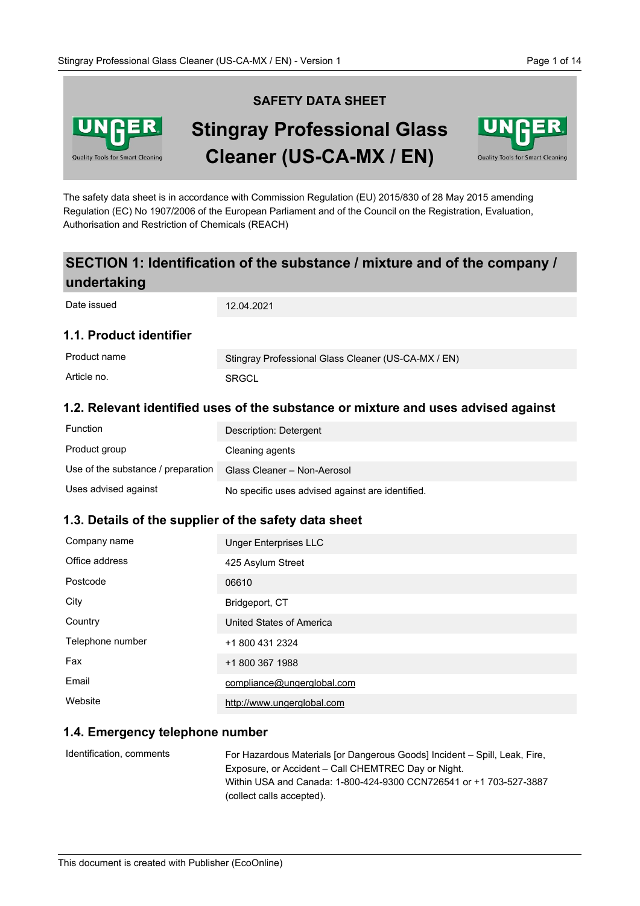# SAFETY DATA SHEET

# Stingray Professional Glass Cleaner (US-CA-MX / EN)

The safety data sheet is in accordance with Commission Regulation (EU) 2015/830 of 28 May 2015 amending Regulation (EC) No 1907/2006 of the European Parliament and of the Council on the Registration, Evaluation, Authorisation and Restriction of Chemicals (REACH)

## SECTION 1: Identification of the substance / mixture and of the company / undertaking

| | |
|---|---|
| Date issued | 12.04.2021 |

### 1.1. Product identifier

| | |
|---|---|
| Product name | Stingray Professional Glass Cleaner (US-CA-MX / EN) |
| Article no. | SRGCL |

### 1.2. Relevant identified uses of the substance or mixture and uses advised against

| | |
|---|---|
| Function | Description: Detergent |
| Product group | Cleaning agents |
| Use of the substance / preparation | Glass Cleaner – Non-Aerosol |
| Uses advised against | No specific uses advised against are identified. |

### 1.3. Details of the supplier of the safety data sheet

| | |
|---|---|
| Company name | Unger Enterprises LLC |
| Office address | 425 Asylum Street |
| Postcode | 06610 |
| City | Bridgeport, CT |
| Country | United States of America |
| Telephone number | +1 800 431 2324 |
| Fax | +1 800 367 1988 |
| Email | compliance@ungerglobal.com |
| Website | http://www.ungerglobal.com |

### 1.4. Emergency telephone number

| | |
|---|---|
| Identification, comments | For Hazardous Materials [or Dangerous Goods] Incident – Spill, Leak, Fire, Exposure, or Accident – Call CHEMTREC Day or Night. Within USA and Canada: 1-800-424-9300 CCN726541 or +1 703-527-3887 (collect calls accepted). |

This document is created with Publisher (EcoOnline)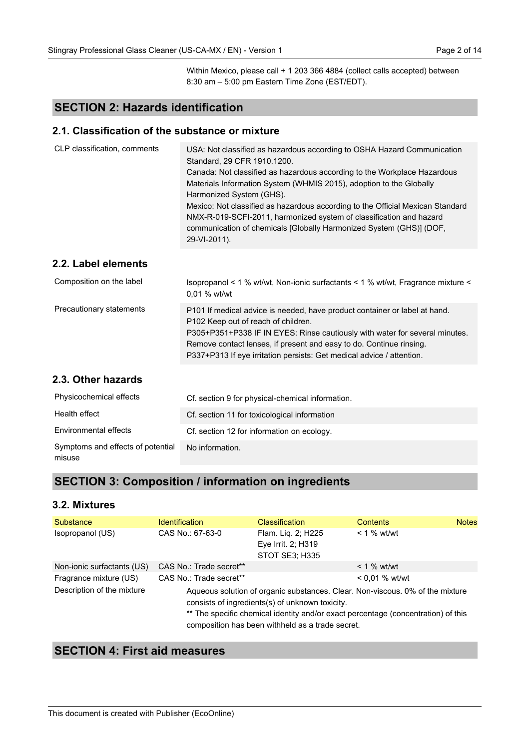Within Mexico, please call + 1 203 366 4884 (collect calls accepted) between 8:30 am – 5:00 pm Eastern Time Zone (EST/EDT).

## SECTION 2: Hazards identification

### 2.1. Classification of the substance or mixture

| | |
|---|---|
| CLP classification, comments | USA: Not classified as hazardous according to OSHA Hazard Communication Standard, 29 CFR 1910.1200.<br>Canada: Not classified as hazardous according to the Workplace Hazardous Materials Information System (WHMIS 2015), adoption to the Globally Harmonized System (GHS).<br>Mexico: Not classified as hazardous according to the Official Mexican Standard NMX-R-019-SCFI-2011, harmonized system of classification and hazard communication of chemicals [Globally Harmonized System (GHS)] (DOF, 29-VI-2011). |

### 2.2. Label elements

| | |
|---|---|
| Composition on the label | Isopropanol < 1 % wt/wt, Non-ionic surfactants < 1 % wt/wt, Fragrance mixture < 0,01 % wt/wt |
| Precautionary statements | P101 If medical advice is needed, have product container or label at hand.<br>P102 Keep out of reach of children.<br>P305+P351+P338 IF IN EYES: Rinse cautiously with water for several minutes. Remove contact lenses, if present and easy to do. Continue rinsing.<br>P337+P313 If eye irritation persists: Get medical advice / attention. |

### 2.3. Other hazards

| | |
|---|---|
| Physicochemical effects | Cf. section 9 for physical-chemical information. |
| Health effect | Cf. section 11 for toxicological information |
| Environmental effects | Cf. section 12 for information on ecology. |
| Symptoms and effects of potential misuse | No information. |

## SECTION 3: Composition / information on ingredients

### 3.2. Mixtures

| Substance | Identification | Classification | Contents | Notes |
|---|---|---|---|---|
| Isopropanol (US) | CAS No.: 67-63-0 | Flam. Liq. 2; H225<br>Eye Irrit. 2; H319<br>STOT SE3; H335 | < 1 % wt/wt | |
| Non-ionic surfactants (US) | CAS No.: Trade secret** | | < 1 % wt/wt | |
| Fragrance mixture (US) | CAS No.: Trade secret** | | < 0,01 % wt/wt | |

| | |
|---|---|
| Description of the mixture | Aqueous solution of organic substances. Clear. Non-viscous. 0% of the mixture consists of ingredients(s) of unknown toxicity.<br>** The specific chemical identity and/or exact percentage (concentration) of this composition has been withheld as a trade secret. |

## SECTION 4: First aid measures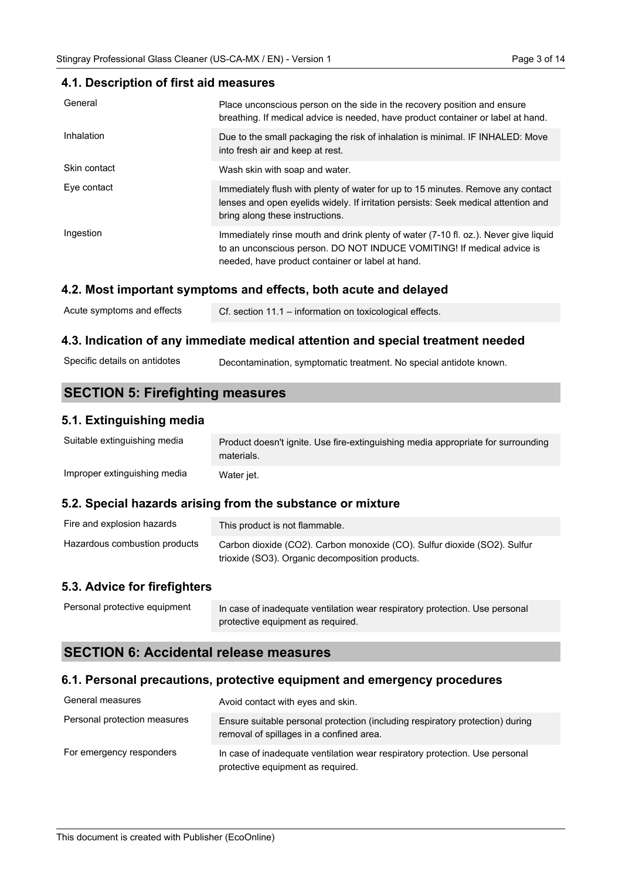### 4.1. Description of first aid measures

| | |
|---|---|
| General | Place unconscious person on the side in the recovery position and ensure breathing. If medical advice is needed, have product container or label at hand. |
| Inhalation | Due to the small packaging the risk of inhalation is minimal. IF INHALED: Move into fresh air and keep at rest. |
| Skin contact | Wash skin with soap and water. |
| Eye contact | Immediately flush with plenty of water for up to 15 minutes. Remove any contact lenses and open eyelids widely. If irritation persists: Seek medical attention and bring along these instructions. |
| Ingestion | Immediately rinse mouth and drink plenty of water (7-10 fl. oz.). Never give liquid to an unconscious person. DO NOT INDUCE VOMITING! If medical advice is needed, have product container or label at hand. |

### 4.2. Most important symptoms and effects, both acute and delayed

| | |
|---|---|
| Acute symptoms and effects | Cf. section 11.1 – information on toxicological effects. |

### 4.3. Indication of any immediate medical attention and special treatment needed

| | |
|---|---|
| Specific details on antidotes | Decontamination, symptomatic treatment. No special antidote known. |

## SECTION 5: Firefighting measures

### 5.1. Extinguishing media

| | |
|---|---|
| Suitable extinguishing media | Product doesn't ignite. Use fire-extinguishing media appropriate for surrounding materials. |
| Improper extinguishing media | Water jet. |

### 5.2. Special hazards arising from the substance or mixture

| | |
|---|---|
| Fire and explosion hazards | This product is not flammable. |
| Hazardous combustion products | Carbon dioxide ($CO_2$). Carbon monoxide (CO). Sulfur dioxide ($SO_2$). Sulfur trioxide ($SO_3$). Organic decomposition products. |

### 5.3. Advice for firefighters

| | |
|---|---|
| Personal protective equipment | In case of inadequate ventilation wear respiratory protection. Use personal protective equipment as required. |

## SECTION 6: Accidental release measures

### 6.1. Personal precautions, protective equipment and emergency procedures

| | |
|---|---|
| General measures | Avoid contact with eyes and skin. |
| Personal protection measures | Ensure suitable personal protection (including respiratory protection) during removal of spillages in a confined area. |
| For emergency responders | In case of inadequate ventilation wear respiratory protection. Use personal protective equipment as required. |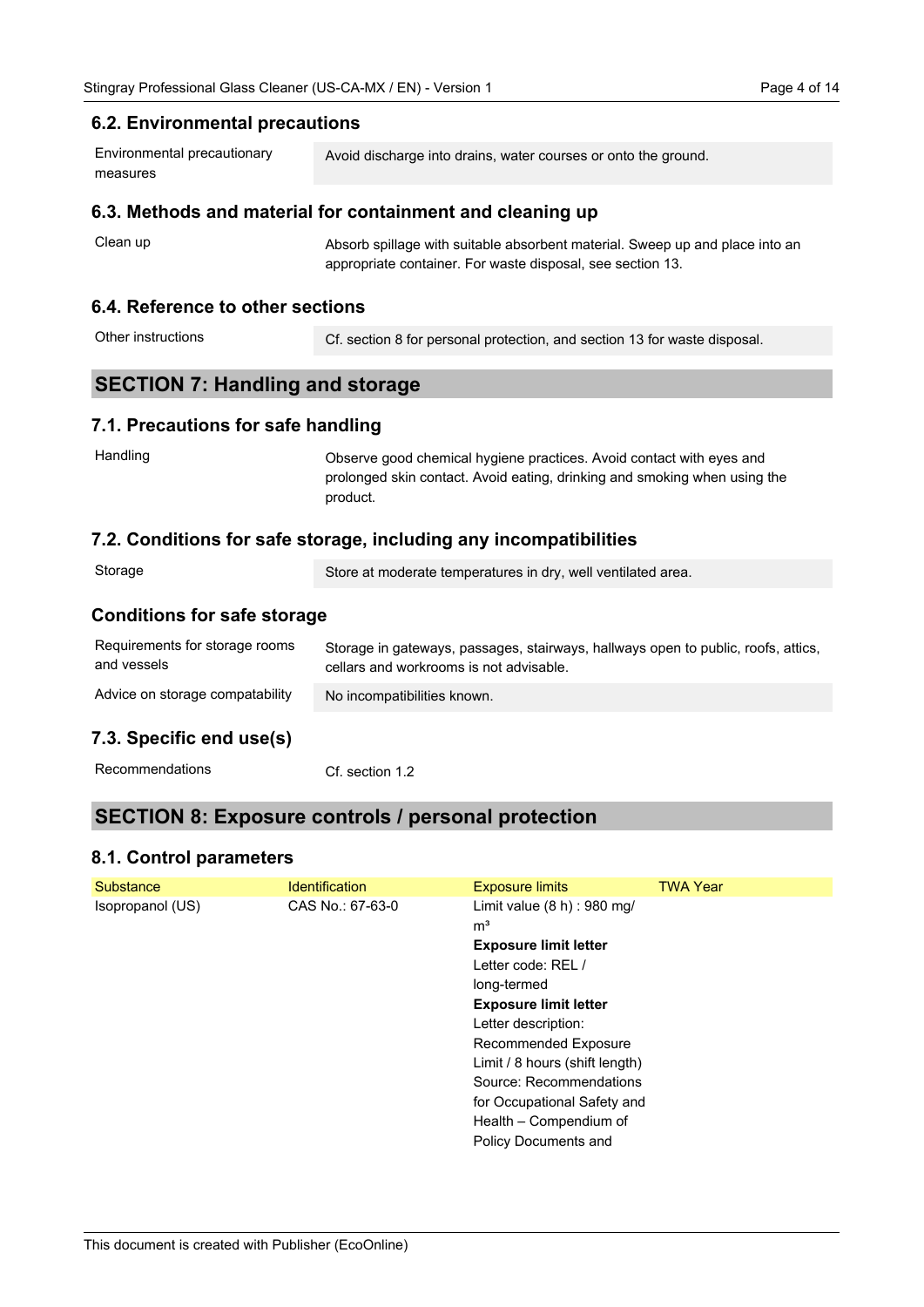### 6.2. Environmental precautions

| | |
|---|---|
| Environmental precautionary measures | Avoid discharge into drains, water courses or onto the ground. |

### 6.3. Methods and material for containment and cleaning up

| | |
|---|---|
| Clean up | Absorb spillage with suitable absorbent material. Sweep up and place into an appropriate container. For waste disposal, see section 13. |

### 6.4. Reference to other sections

| | |
|---|---|
| Other instructions | Cf. section 8 for personal protection, and section 13 for waste disposal. |

## SECTION 7: Handling and storage

### 7.1. Precautions for safe handling

| | |
|---|---|
| Handling | Observe good chemical hygiene practices. Avoid contact with eyes and prolonged skin contact. Avoid eating, drinking and smoking when using the product. |

### 7.2. Conditions for safe storage, including any incompatibilities

| | |
|---|---|
| Storage | Store at moderate temperatures in dry, well ventilated area. |

### Conditions for safe storage

| | |
|---|---|
| Requirements for storage rooms and vessels | Storage in gateways, passages, stairways, hallways open to public, roofs, attics, cellars and workrooms is not advisable. |
| Advice on storage compatability | No incompatibilities known. |

### 7.3. Specific end use(s)

| | |
|---|---|
| Recommendations | Cf. section 1.2 |

## SECTION 8: Exposure controls / personal protection

### 8.1. Control parameters

| Substance | Identification | Exposure limits | TWA Year |
|---|---|---|---|
| Isopropanol (US) | CAS No.: 67-63-0 | Limit value (8 h) : 980 mg/ m³ **Exposure limit letter** Letter code: REL / long-termed **Exposure limit letter** Letter description: Recommended Exposure Limit / 8 hours (shift length) Source: Recommendations for Occupational Safety and Health – Compendium of Policy Documents and | |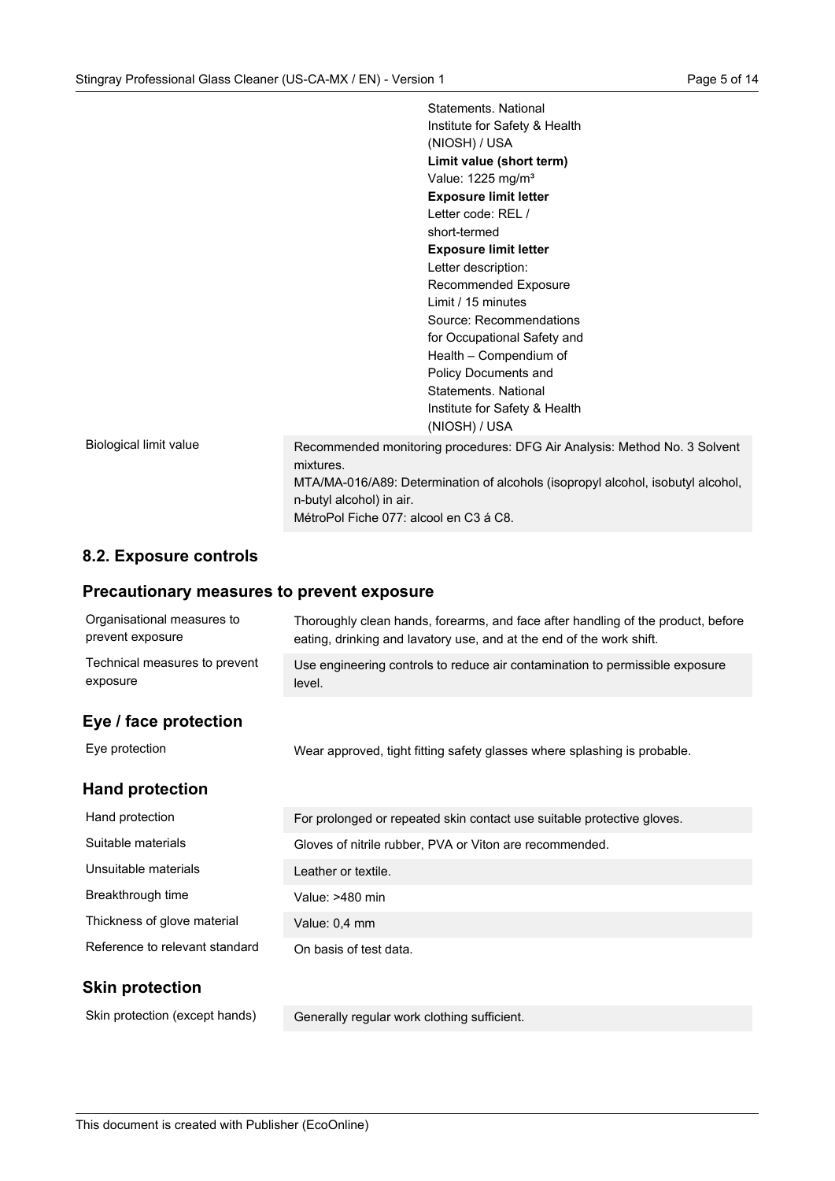| | | |
|---|---|---|
| | | Statements. National Institute for Safety & Health (NIOSH) / USA |
| | | **Limit value (short term)** Value: 1225 mg/m³ **Exposure limit letter** Letter code: REL / short-termed **Exposure limit letter** Letter description: Recommended Exposure Limit / 15 minutes Source: Recommendations for Occupational Safety and Health – Compendium of Policy Documents and Statements. National Institute for Safety & Health (NIOSH) / USA |
| Biological limit value | Recommended monitoring procedures: DFG Air Analysis: Method No. 3 Solvent mixtures. MTA/MA-016/A89: Determination of alcohols (isopropyl alcohol, isobutyl alcohol, n-butyl alcohol) in air. MétroPol Fiche 077: alcool en C3 á C8. | |

## 8.2. Exposure controls

### Precautionary measures to prevent exposure

| | |
|---|---|
| Organisational measures to prevent exposure | Thoroughly clean hands, forearms, and face after handling of the product, before eating, drinking and lavatory use, and at the end of the work shift. |
| Technical measures to prevent exposure | Use engineering controls to reduce air contamination to permissible exposure level. |

### Eye / face protection

| | |
|---|---|
| Eye protection | Wear approved, tight fitting safety glasses where splashing is probable. |

### Hand protection

| | |
|---|---|
| Hand protection | For prolonged or repeated skin contact use suitable protective gloves. |
| Suitable materials | Gloves of nitrile rubber, PVA or Viton are recommended. |
| Unsuitable materials | Leather or textile. |
| Breakthrough time | Value: >480 min |
| Thickness of glove material | Value: 0,4 mm |
| Reference to relevant standard | On basis of test data. |

### Skin protection

| | |
|---|---|
| Skin protection (except hands) | Generally regular work clothing sufficient. |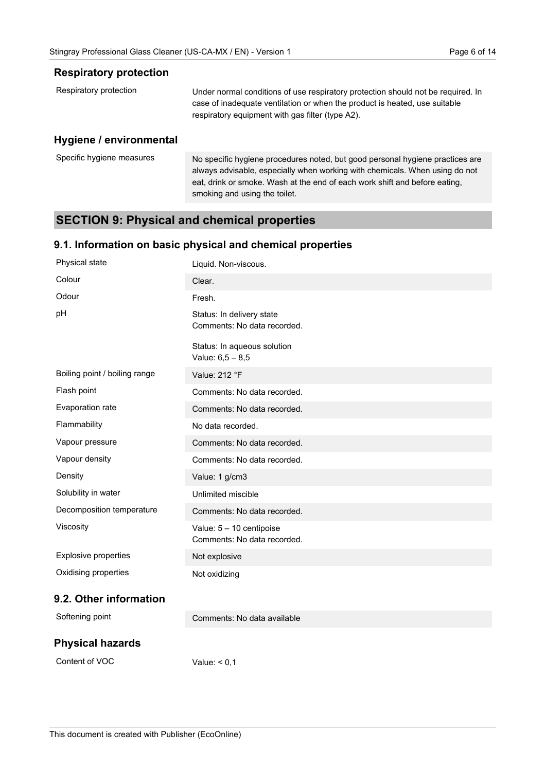### Respiratory protection

| | |
|---|---|
| Respiratory protection | Under normal conditions of use respiratory protection should not be required. In case of inadequate ventilation or when the product is heated, use suitable respiratory equipment with gas filter (type A2). |

### Hygiene / environmental

| | |
|---|---|
| Specific hygiene measures | No specific hygiene procedures noted, but good personal hygiene practices are always advisable, especially when working with chemicals. When using do not eat, drink or smoke. Wash at the end of each work shift and before eating, smoking and using the toilet. |

## SECTION 9: Physical and chemical properties

### 9.1. Information on basic physical and chemical properties

| | |
|---|---|
| Physical state | Liquid. Non-viscous. |
| Colour | Clear. |
| Odour | Fresh. |
| pH | Status: In delivery state<br>Comments: No data recorded.<br><br>Status: In aqueous solution<br>Value: 6,5 – 8,5 |
| Boiling point / boiling range | Value: 212 °F |
| Flash point | Comments: No data recorded. |
| Evaporation rate | Comments: No data recorded. |
| Flammability | No data recorded. |
| Vapour pressure | Comments: No data recorded. |
| Vapour density | Comments: No data recorded. |
| Density | Value: 1 g/cm3 |
| Solubility in water | Unlimited miscible |
| Decomposition temperature | Comments: No data recorded. |
| Viscosity | Value: 5 – 10 centipoise<br>Comments: No data recorded. |
| Explosive properties | Not explosive |
| Oxidising properties | Not oxidizing |

### 9.2. Other information

| | |
|---|---|
| Softening point | Comments: No data available |

### Physical hazards

| | |
|---|---|
| Content of VOC | Value: < 0,1 |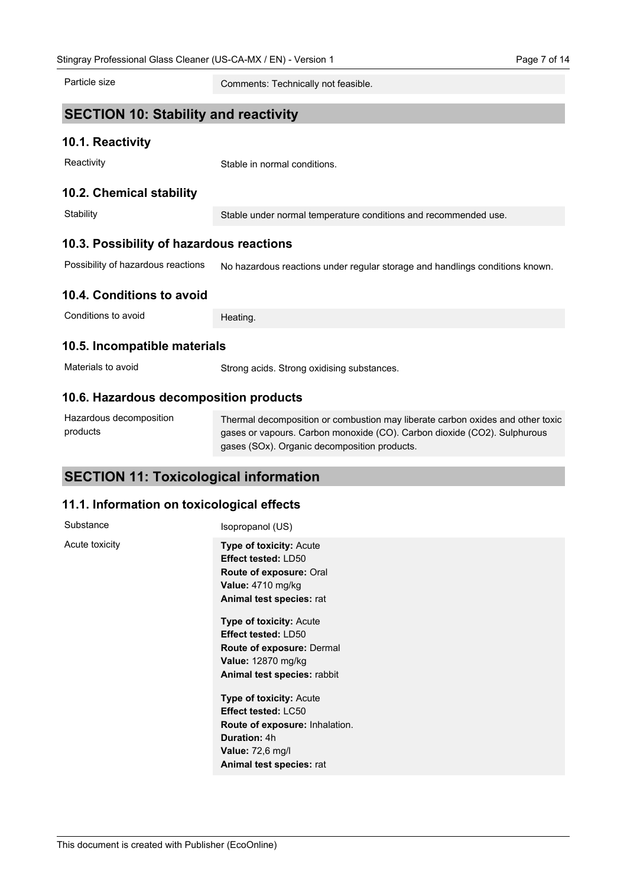| | |
|---|---|
| Particle size | Comments: Technically not feasible. |

## SECTION 10: Stability and reactivity

### 10.1. Reactivity

| | |
|---|---|
| Reactivity | Stable in normal conditions. |

### 10.2. Chemical stability

| | |
|---|---|
| Stability | Stable under normal temperature conditions and recommended use. |

### 10.3. Possibility of hazardous reactions

| | |
|---|---|
| Possibility of hazardous reactions | No hazardous reactions under regular storage and handlings conditions known. |

### 10.4. Conditions to avoid

| | |
|---|---|
| Conditions to avoid | Heating. |

### 10.5. Incompatible materials

| | |
|---|---|
| Materials to avoid | Strong acids. Strong oxidising substances. |

### 10.6. Hazardous decomposition products

| | |
|---|---|
| Hazardous decomposition products | Thermal decomposition or combustion may liberate carbon oxides and other toxic gases or vapours. Carbon monoxide (CO). Carbon dioxide ($CO_2$). Sulphurous gases ($SO_x$). Organic decomposition products. |

## SECTION 11: Toxicological information

### 11.1. Information on toxicological effects

| | |
|---|---|
| Substance | Isopropanol (US) |
| Acute toxicity | **Type of toxicity:** Acute<br>**Effect tested:** LD50<br>**Route of exposure:** Oral<br>**Value:** 4710 mg/kg<br>**Animal test species:** rat<br><br>**Type of toxicity:** Acute<br>**Effect tested:** LD50<br>**Route of exposure:** Dermal<br>**Value:** 12870 mg/kg<br>**Animal test species:** rabbit<br><br>**Type of toxicity:** Acute<br>**Effect tested:** LC50<br>**Route of exposure:** Inhalation.<br>**Duration:** 4h<br>**Value:** 72,6 mg/l<br>**Animal test species:** rat |

This document is created with Publisher (EcoOnline)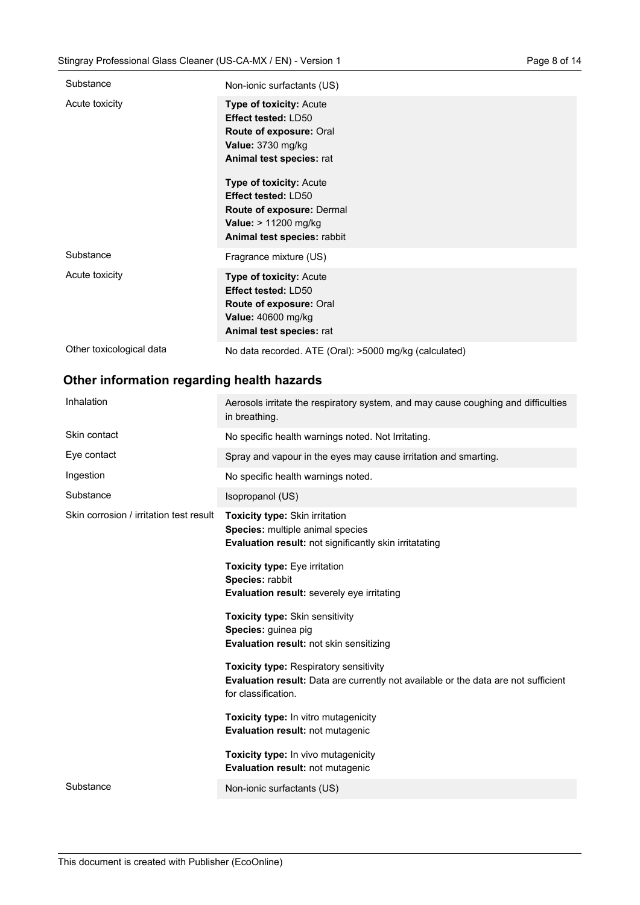| | |
|---|---|
| Substance | Non-ionic surfactants (US) |
| Acute toxicity | **Type of toxicity:** Acute<br>**Effect tested:** LD50<br>**Route of exposure:** Oral<br>**Value:** 3730 mg/kg<br>**Animal test species:** rat<br><br>**Type of toxicity:** Acute<br>**Effect tested:** LD50<br>**Route of exposure:** Dermal<br>**Value:** > 11200 mg/kg<br>**Animal test species:** rabbit |
| Substance | Fragrance mixture (US) |
| Acute toxicity | **Type of toxicity:** Acute<br>**Effect tested:** LD50<br>**Route of exposure:** Oral<br>**Value:** 40600 mg/kg<br>**Animal test species:** rat |
| Other toxicological data | No data recorded. ATE (Oral): >5000 mg/kg (calculated) |

## Other information regarding health hazards

| | |
|---|---|
| Inhalation | Aerosols irritate the respiratory system, and may cause coughing and difficulties in breathing. |
| Skin contact | No specific health warnings noted. Not Irritating. |
| Eye contact | Spray and vapour in the eyes may cause irritation and smarting. |
| Ingestion | No specific health warnings noted. |
| Substance | Isopropanol (US) |
| Skin corrosion / irritation test result | **Toxicity type:** Skin irritation<br>**Species:** multiple animal species<br>**Evaluation result:** not significantly skin irritatating<br><br>**Toxicity type:** Eye irritation<br>**Species:** rabbit<br>**Evaluation result:** severely eye irritating<br><br>**Toxicity type:** Skin sensitivity<br>**Species:** guinea pig<br>**Evaluation result:** not skin sensitizing<br><br>**Toxicity type:** Respiratory sensitivity<br>**Evaluation result:** Data are currently not available or the data are not sufficient for classification.<br><br>**Toxicity type:** In vitro mutagenicity<br>**Evaluation result:** not mutagenic<br><br>**Toxicity type:** In vivo mutagenicity<br>**Evaluation result:** not mutagenic |
| Substance | Non-ionic surfactants (US) |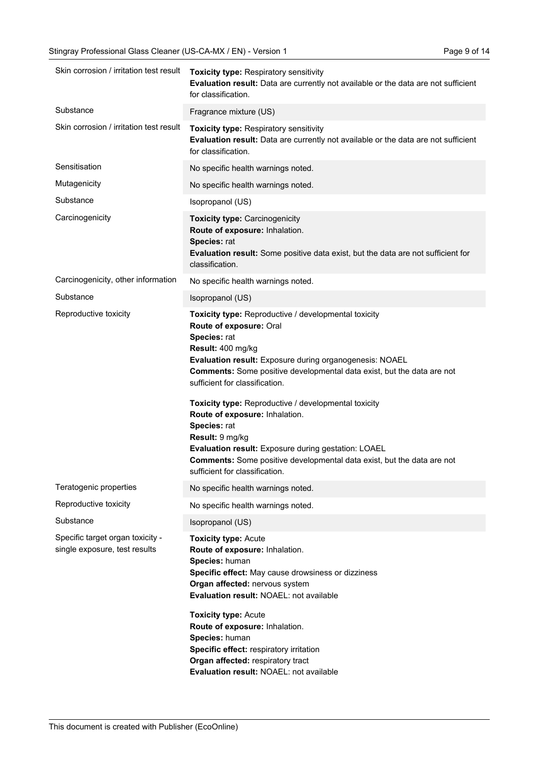| | |
|---|---|
| Skin corrosion / irritation test result | **Toxicity type:** Respiratory sensitivity<br>**Evaluation result:** Data are currently not available or the data are not sufficient for classification. |
| Substance | Fragrance mixture (US) |
| Skin corrosion / irritation test result | **Toxicity type:** Respiratory sensitivity<br>**Evaluation result:** Data are currently not available or the data are not sufficient for classification. |
| Sensitisation | No specific health warnings noted. |
| Mutagenicity | No specific health warnings noted. |
| Substance | Isopropanol (US) |
| Carcinogenicity | **Toxicity type:** Carcinogenicity<br>**Route of exposure:** Inhalation.<br>**Species:** rat<br>**Evaluation result:** Some positive data exist, but the data are not sufficient for classification. |
| Carcinogenicity, other information | No specific health warnings noted. |
| Substance | Isopropanol (US) |
| Reproductive toxicity | **Toxicity type:** Reproductive / developmental toxicity<br>**Route of exposure:** Oral<br>**Species:** rat<br>**Result:** 400 mg/kg<br>**Evaluation result:** Exposure during organogenesis: NOAEL<br>**Comments:** Some positive developmental data exist, but the data are not sufficient for classification.<br><br>**Toxicity type:** Reproductive / developmental toxicity<br>**Route of exposure:** Inhalation.<br>**Species:** rat<br>**Result:** 9 mg/kg<br>**Evaluation result:** Exposure during gestation: LOAEL<br>**Comments:** Some positive developmental data exist, but the data are not sufficient for classification. |
| Teratogenic properties | No specific health warnings noted. |
| Reproductive toxicity | No specific health warnings noted. |
| Substance | Isopropanol (US) |
| Specific target organ toxicity - single exposure, test results | **Toxicity type:** Acute<br>**Route of exposure:** Inhalation.<br>**Species:** human<br>**Specific effect:** May cause drowsiness or dizziness<br>**Organ affected:** nervous system<br>**Evaluation result:** NOAEL: not available<br><br>**Toxicity type:** Acute<br>**Route of exposure:** Inhalation.<br>**Species:** human<br>**Specific effect:** respiratory irritation<br>**Organ affected:** respiratory tract<br>**Evaluation result:** NOAEL: not available |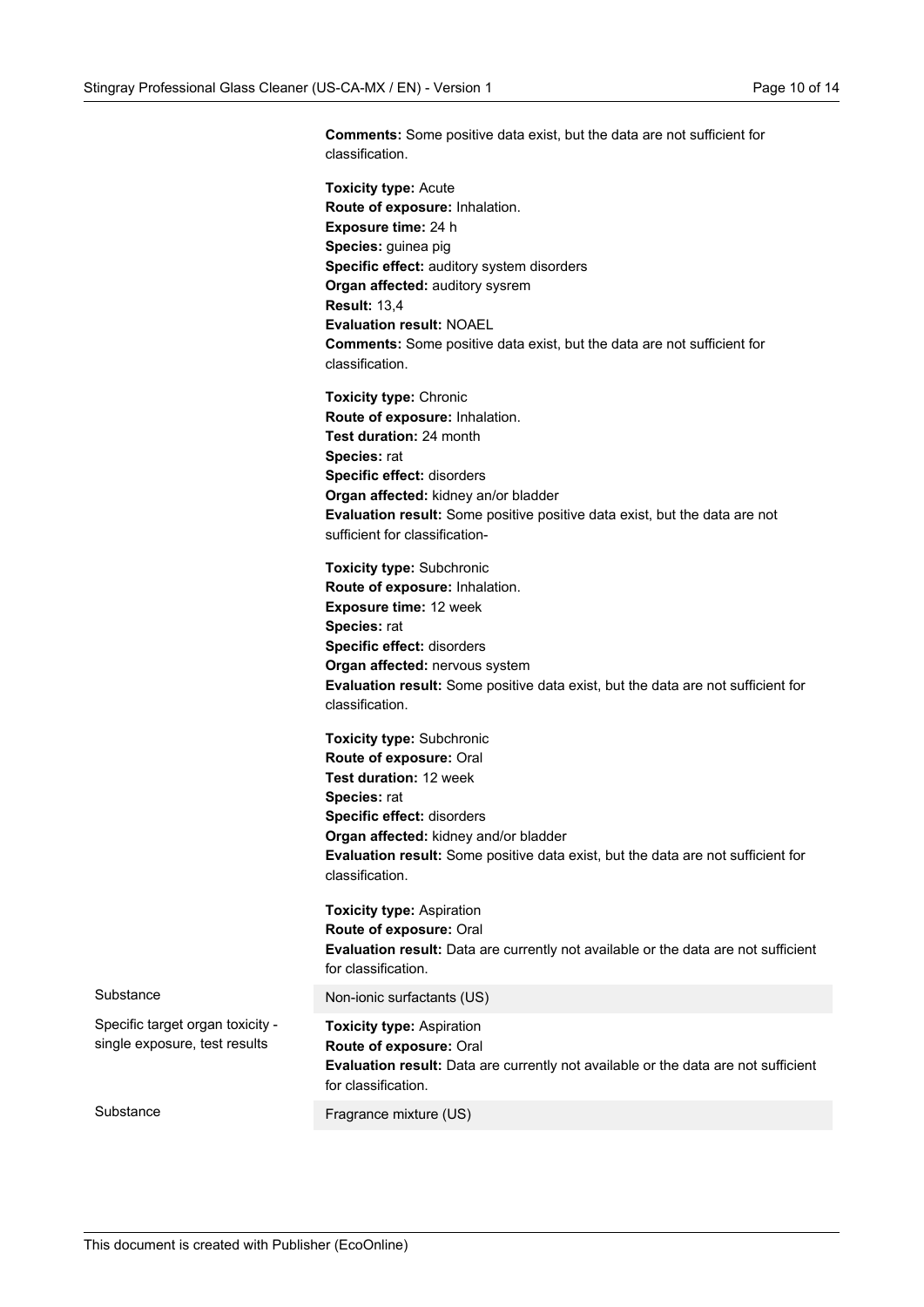**Comments:** Some positive data exist, but the data are not sufficient for classification.

**Toxicity type:** Acute
**Route of exposure:** Inhalation.
**Exposure time:** 24 h
**Species:** guinea pig
**Specific effect:** auditory system disorders
**Organ affected:** auditory sysrem
**Result:** 13,4
**Evaluation result:** NOAEL
**Comments:** Some positive data exist, but the data are not sufficient for classification.

**Toxicity type:** Chronic
**Route of exposure:** Inhalation.
**Test duration:** 24 month
**Species:** rat
**Specific effect:** disorders
**Organ affected:** kidney an/or bladder
**Evaluation result:** Some positive positive data exist, but the data are not sufficient for classification-

**Toxicity type:** Subchronic
**Route of exposure:** Inhalation.
**Exposure time:** 12 week
**Species:** rat
**Specific effect:** disorders
**Organ affected:** nervous system
**Evaluation result:** Some positive data exist, but the data are not sufficient for classification.

**Toxicity type:** Subchronic
**Route of exposure:** Oral
**Test duration:** 12 week
**Species:** rat
**Specific effect:** disorders
**Organ affected:** kidney and/or bladder
**Evaluation result:** Some positive data exist, but the data are not sufficient for classification.

**Toxicity type:** Aspiration
**Route of exposure:** Oral
**Evaluation result:** Data are currently not available or the data are not sufficient for classification.

| | |
|---|---|
| Substance | Non-ionic surfactants (US) |
| Specific target organ toxicity - single exposure, test results | **Toxicity type:** Aspiration<br>**Route of exposure:** Oral<br>**Evaluation result:** Data are currently not available or the data are not sufficient for classification. |
| Substance | Fragrance mixture (US) |

This document is created with Publisher (EcoOnline)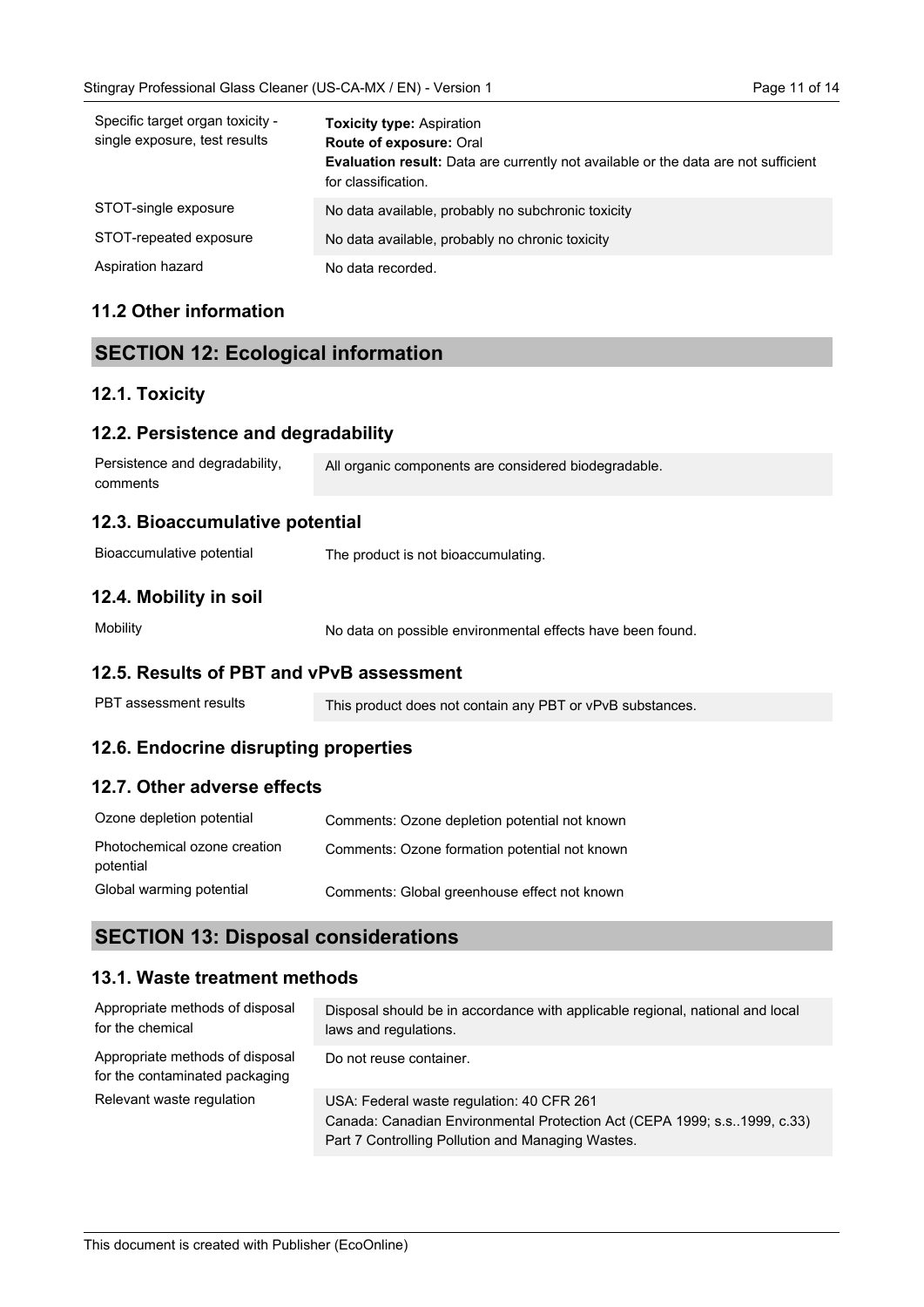| | |
|---|---|
| Specific target organ toxicity - single exposure, test results | **Toxicity type:** Aspiration<br>**Route of exposure:** Oral<br>**Evaluation result:** Data are currently not available or the data are not sufficient for classification. |
| STOT-single exposure | No data available, probably no subchronic toxicity |
| STOT-repeated exposure | No data available, probably no chronic toxicity |
| Aspiration hazard | No data recorded. |

### 11.2 Other information

## SECTION 12: Ecological information

### 12.1. Toxicity

### 12.2. Persistence and degradability

| | |
|---|---|
| Persistence and degradability, comments | All organic components are considered biodegradable. |

### 12.3. Bioaccumulative potential

| | |
|---|---|
| Bioaccumulative potential | The product is not bioaccumulating. |

### 12.4. Mobility in soil

| | |
|---|---|
| Mobility | No data on possible environmental effects have been found. |

### 12.5. Results of PBT and vPvB assessment

| | |
|---|---|
| PBT assessment results | This product does not contain any PBT or vPvB substances. |

### 12.6. Endocrine disrupting properties

### 12.7. Other adverse effects

| | |
|---|---|
| Ozone depletion potential | Comments: Ozone depletion potential not known |
| Photochemical ozone creation potential | Comments: Ozone formation potential not known |
| Global warming potential | Comments: Global greenhouse effect not known |

## SECTION 13: Disposal considerations

### 13.1. Waste treatment methods

| | |
|---|---|
| Appropriate methods of disposal for the chemical | Disposal should be in accordance with applicable regional, national and local laws and regulations. |
| Appropriate methods of disposal for the contaminated packaging | Do not reuse container. |
| Relevant waste regulation | USA: Federal waste regulation: 40 CFR 261<br>Canada: Canadian Environmental Protection Act (CEPA 1999; s.s..1999, c.33) Part 7 Controlling Pollution and Managing Wastes. |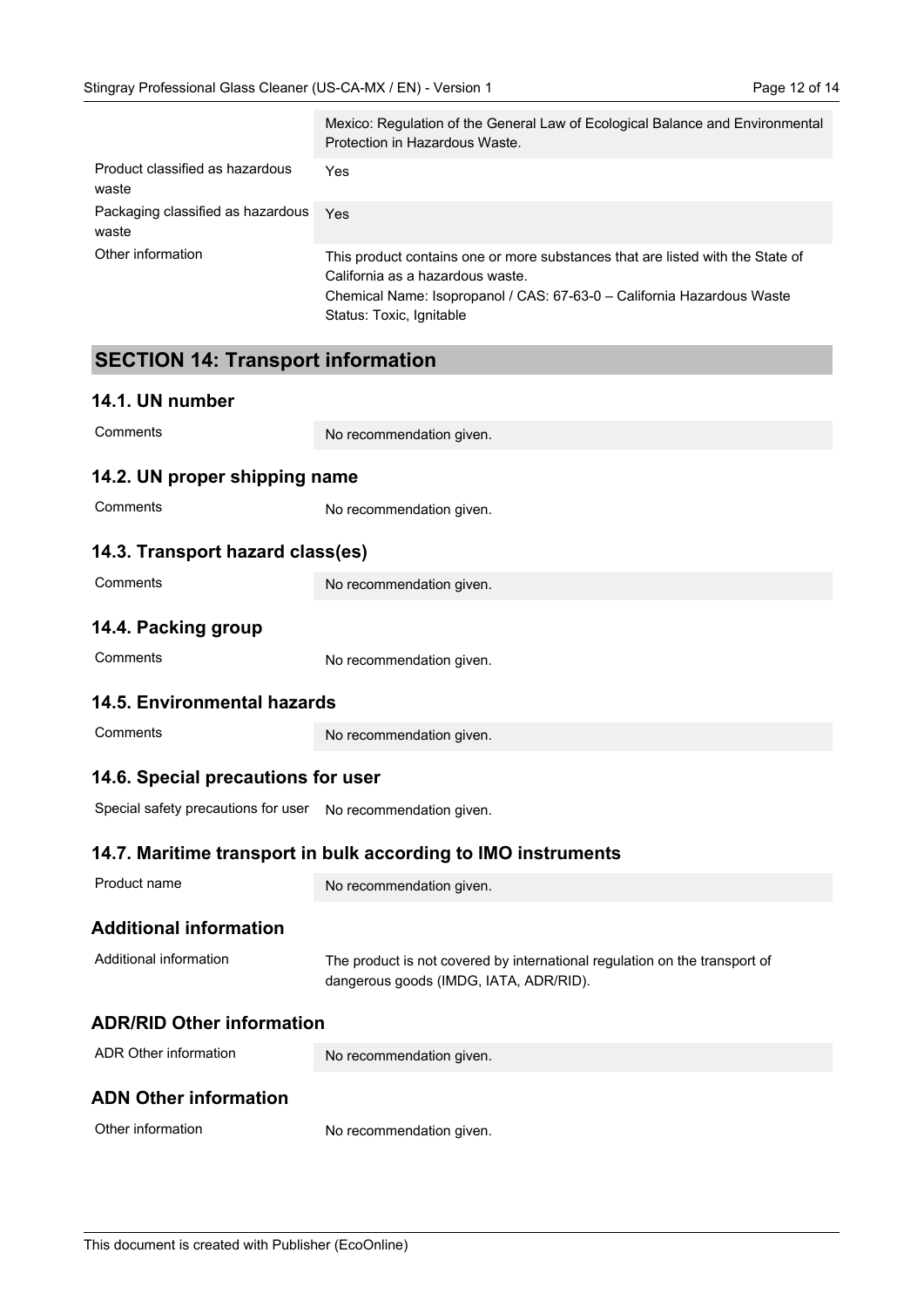| | |
|---|---|
| | Mexico: Regulation of the General Law of Ecological Balance and Environmental Protection in Hazardous Waste. |
| Product classified as hazardous waste | Yes |
| Packaging classified as hazardous waste | Yes |
| Other information | This product contains one or more substances that are listed with the State of California as a hazardous waste.<br>Chemical Name: Isopropanol / CAS: 67-63-0 – California Hazardous Waste Status: Toxic, Ignitable |

## SECTION 14: Transport information

### 14.1. UN number

| | |
|---|---|
| Comments | No recommendation given. |

### 14.2. UN proper shipping name

| | |
|---|---|
| Comments | No recommendation given. |

### 14.3. Transport hazard class(es)

| | |
|---|---|
| Comments | No recommendation given. |

### 14.4. Packing group

| | |
|---|---|
| Comments | No recommendation given. |

### 14.5. Environmental hazards

| | |
|---|---|
| Comments | No recommendation given. |

### 14.6. Special precautions for user

| | |
|---|---|
| Special safety precautions for user | No recommendation given. |

### 14.7. Maritime transport in bulk according to IMO instruments

| | |
|---|---|
| Product name | No recommendation given. |

### Additional information

| | |
|---|---|
| Additional information | The product is not covered by international regulation on the transport of dangerous goods (IMDG, IATA, ADR/RID). |

### ADR/RID Other information

| | |
|---|---|
| ADR Other information | No recommendation given. |

### ADN Other information

| | |
|---|---|
| Other information | No recommendation given. |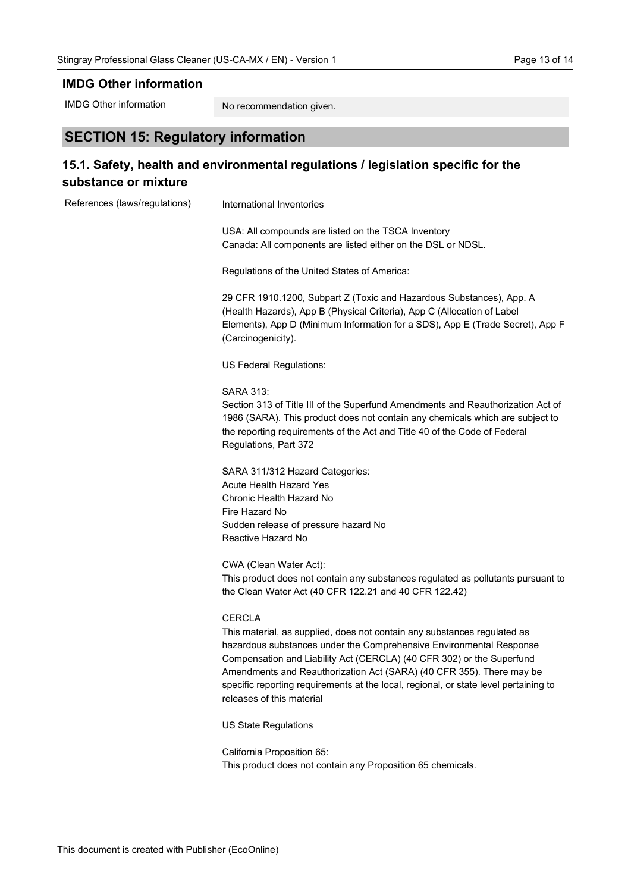## IMDG Other information

| IMDG Other information | No recommendation given. |
|---|---|

## SECTION 15: Regulatory information

### 15.1. Safety, health and environmental regulations / legislation specific for the substance or mixture

**References (laws/regulations)**

International Inventories

USA: All compounds are listed on the TSCA Inventory
Canada: All components are listed either on the DSL or NDSL.

Regulations of the United States of America:

29 CFR 1910.1200, Subpart Z (Toxic and Hazardous Substances), App. A (Health Hazards), App B (Physical Criteria), App C (Allocation of Label Elements), App D (Minimum Information for a SDS), App E (Trade Secret), App F (Carcinogenicity).

US Federal Regulations:

SARA 313:
Section 313 of Title III of the Superfund Amendments and Reauthorization Act of 1986 (SARA). This product does not contain any chemicals which are subject to the reporting requirements of the Act and Title 40 of the Code of Federal Regulations, Part 372

SARA 311/312 Hazard Categories:
Acute Health Hazard Yes
Chronic Health Hazard No
Fire Hazard No
Sudden release of pressure hazard No
Reactive Hazard No

CWA (Clean Water Act):
This product does not contain any substances regulated as pollutants pursuant to the Clean Water Act (40 CFR 122.21 and 40 CFR 122.42)

CERCLA
This material, as supplied, does not contain any substances regulated as hazardous substances under the Comprehensive Environmental Response Compensation and Liability Act (CERCLA) (40 CFR 302) or the Superfund Amendments and Reauthorization Act (SARA) (40 CFR 355). There may be specific reporting requirements at the local, regional, or state level pertaining to releases of this material

US State Regulations

California Proposition 65:
This product does not contain any Proposition 65 chemicals.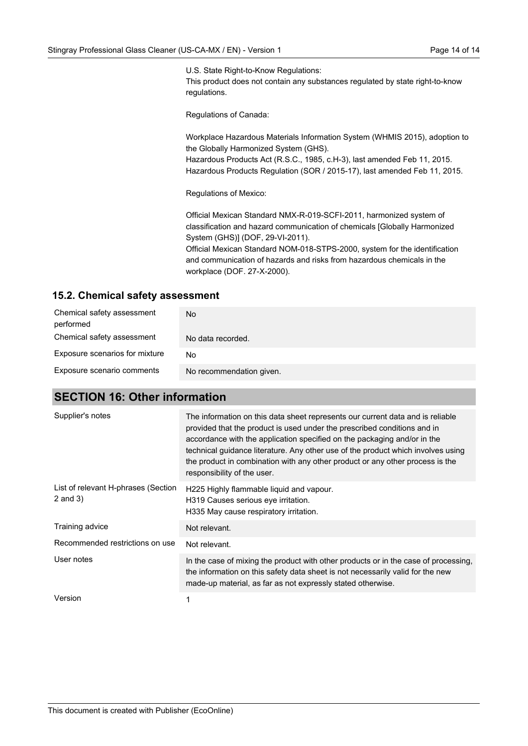U.S. State Right-to-Know Regulations:
This product does not contain any substances regulated by state right-to-know regulations.

Regulations of Canada:

Workplace Hazardous Materials Information System (WHMIS 2015), adoption to the Globally Harmonized System (GHS).
Hazardous Products Act (R.S.C., 1985, c.H-3), last amended Feb 11, 2015.
Hazardous Products Regulation (SOR / 2015-17), last amended Feb 11, 2015.

Regulations of Mexico:

Official Mexican Standard NMX-R-019-SCFI-2011, harmonized system of classification and hazard communication of chemicals [Globally Harmonized System (GHS)] (DOF, 29-VI-2011).
Official Mexican Standard NOM-018-STPS-2000, system for the identification and communication of hazards and risks from hazardous chemicals in the workplace (DOF. 27-X-2000).

### 15.2. Chemical safety assessment

| | |
|---|---|
| Chemical safety assessment performed | No |
| Chemical safety assessment | No data recorded. |
| Exposure scenarios for mixture | No |
| Exposure scenario comments | No recommendation given. |

## SECTION 16: Other information

| | |
|---|---|
| Supplier's notes | The information on this data sheet represents our current data and is reliable provided that the product is used under the prescribed conditions and in accordance with the application specified on the packaging and/or in the technical guidance literature. Any other use of the product which involves using the product in combination with any other product or any other process is the responsibility of the user. |
| List of relevant H-phrases (Section 2 and 3) | H225 Highly flammable liquid and vapour.<br>H319 Causes serious eye irritation.<br>H335 May cause respiratory irritation. |
| Training advice | Not relevant. |
| Recommended restrictions on use | Not relevant. |
| User notes | In the case of mixing the product with other products or in the case of processing, the information on this safety data sheet is not necessarily valid for the new made-up material, as far as not expressly stated otherwise. |
| Version | 1 |

This document is created with Publisher (EcoOnline)